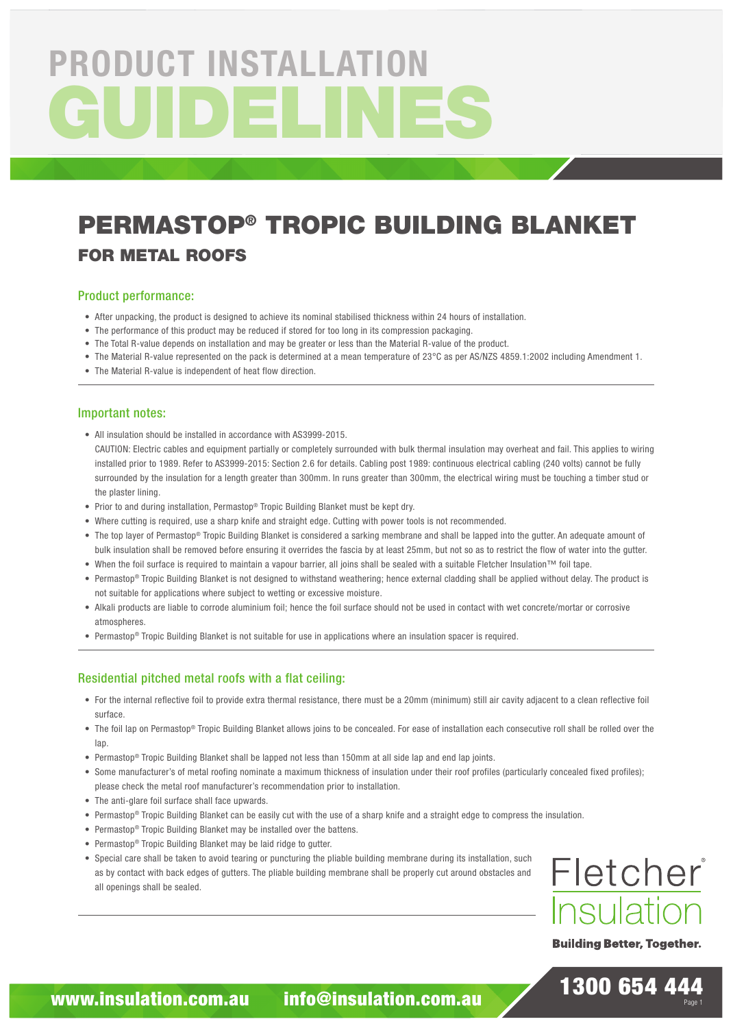# PRODUCT INSTALLATION GUIDELINES

# PERMASTOP® TROPIC BUILDING BLANKET

## FOR METAL ROOFS

### Product performance:

- After unpacking, the product is designed to achieve its nominal stabilised thickness within 24 hours of installation.
- The performance of this product may be reduced if stored for too long in its compression packaging.
- The Total R-value depends on installation and may be greater or less than the Material R-value of the product.
- The Material R-value represented on the pack is determined at a mean temperature of 23°C as per AS/NZS 4859.1:2002 including Amendment 1.
- The Material R-value is independent of heat flow direction.

### Important notes:

- All insulation should be installed in accordance with AS3999-2015.
  CAUTION: Electric cables and equipment partially or completely surrounded with bulk thermal insulation may overheat and fail. This applies to wiring installed prior to 1989. Refer to AS3999-2015: Section 2.6 for details. Cabling post 1989: continuous electrical cabling (240 volts) cannot be fully surrounded by the insulation for a length greater than 300mm. In runs greater than 300mm, the electrical wiring must be touching a timber stud or the plaster lining.
- Prior to and during installation, Permastop® Tropic Building Blanket must be kept dry.
- Where cutting is required, use a sharp knife and straight edge. Cutting with power tools is not recommended.
- The top layer of Permastop® Tropic Building Blanket is considered a sarking membrane and shall be lapped into the gutter. An adequate amount of bulk insulation shall be removed before ensuring it overrides the fascia by at least 25mm, but not so as to restrict the flow of water into the gutter.
- When the foil surface is required to maintain a vapour barrier, all joins shall be sealed with a suitable Fletcher Insulation™ foil tape.
- Permastop® Tropic Building Blanket is not designed to withstand weathering; hence external cladding shall be applied without delay. The product is not suitable for applications where subject to wetting or excessive moisture.
- Alkali products are liable to corrode aluminium foil; hence the foil surface should not be used in contact with wet concrete/mortar or corrosive atmospheres.
- Permastop® Tropic Building Blanket is not suitable for use in applications where an insulation spacer is required.

### Residential pitched metal roofs with a flat ceiling:

- For the internal reflective foil to provide extra thermal resistance, there must be a 20mm (minimum) still air cavity adjacent to a clean reflective foil surface.
- The foil lap on Permastop® Tropic Building Blanket allows joins to be concealed. For ease of installation each consecutive roll shall be rolled over the lap.
- Permastop® Tropic Building Blanket shall be lapped not less than 150mm at all side lap and end lap joints.
- Some manufacturer's of metal roofing nominate a maximum thickness of insulation under their roof profiles (particularly concealed fixed profiles); please check the metal roof manufacturer's recommendation prior to installation.
- The anti-glare foil surface shall face upwards.
- Permastop® Tropic Building Blanket can be easily cut with the use of a sharp knife and a straight edge to compress the insulation.
- Permastop® Tropic Building Blanket may be installed over the battens.
- Permastop® Tropic Building Blanket may be laid ridge to gutter.
- Special care shall be taken to avoid tearing or puncturing the pliable building membrane during its installation, such as by contact with back edges of gutters. The pliable building membrane shall be properly cut around obstacles and all openings shall be sealed.

Fletcher® Insulation

Building Better, Together.

www.insulation.com.au info@insulation.com.au 1300 654 444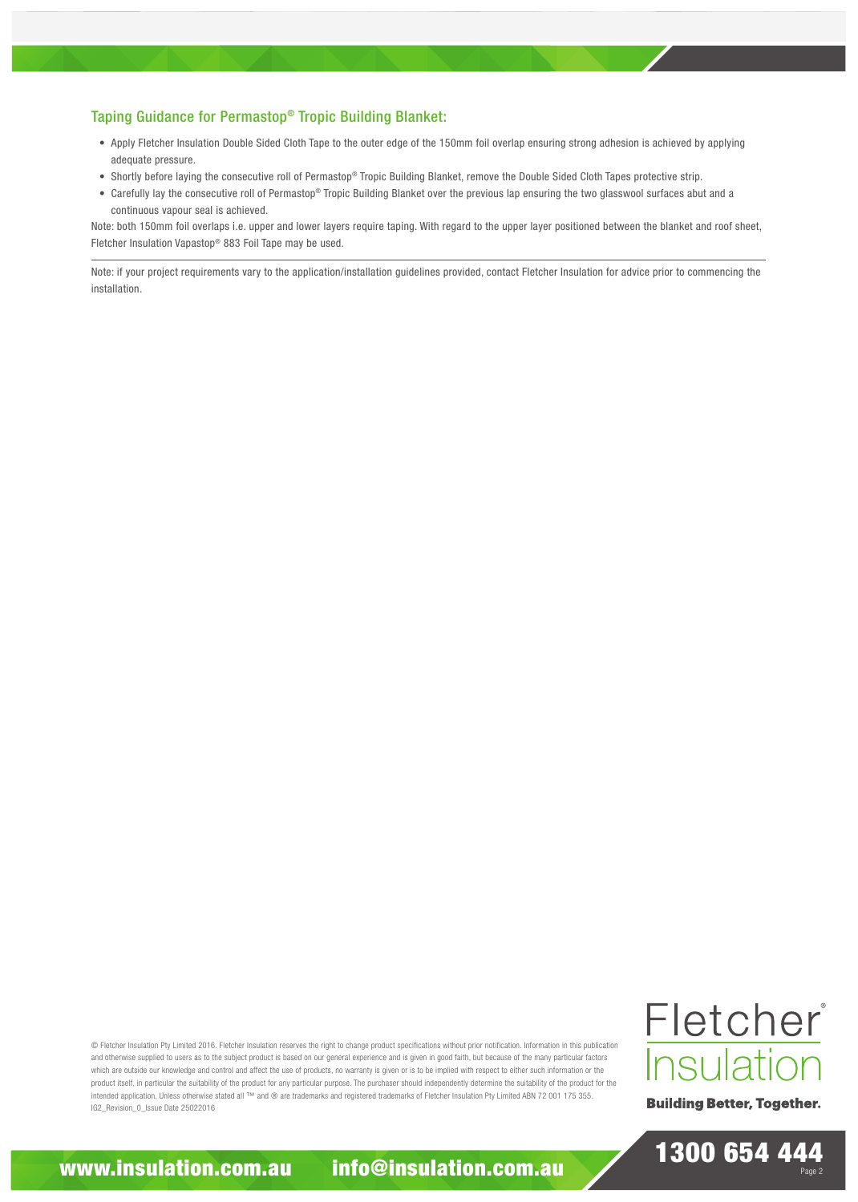## Taping Guidance for Permastop® Tropic Building Blanket:

- Apply Fletcher Insulation Double Sided Cloth Tape to the outer edge of the 150mm foil overlap ensuring strong adhesion is achieved by applying adequate pressure.
- Shortly before laying the consecutive roll of Permastop® Tropic Building Blanket, remove the Double Sided Cloth Tapes protective strip.
- Carefully lay the consecutive roll of Permastop® Tropic Building Blanket over the previous lap ensuring the two glasswool surfaces abut and a continuous vapour seal is achieved.

Note: both 150mm foil overlaps i.e. upper and lower layers require taping. With regard to the upper layer positioned between the blanket and roof sheet, Fletcher Insulation Vapastop® 883 Foil Tape may be used.

---

Note: if your project requirements vary to the application/installation guidelines provided, contact Fletcher Insulation for advice prior to commencing the installation.

© Fletcher Insulation Pty Limited 2016. Fletcher Insulation reserves the right to change product specifications without prior notification. Information in this publication and otherwise supplied to users as to the subject product is based on our general experience and is given in good faith, but because of the many particular factors which are outside our knowledge and control and affect the use of products, no warranty is given or is to be implied with respect to either such information or the product itself, in particular the suitability of the product for any particular purpose. The purchaser should independently determine the suitability of the product for the intended application. Unless otherwise stated all ™ and ® are trademarks and registered trademarks of Fletcher Insulation Pty Limited ABN 72 001 175 355.
IG2_Revision_0_Issue Date 25022016

Fletcher Insulation®

**Building Better, Together.**

www.insulation.com.au info@insulation.com.au **1300 654 444**